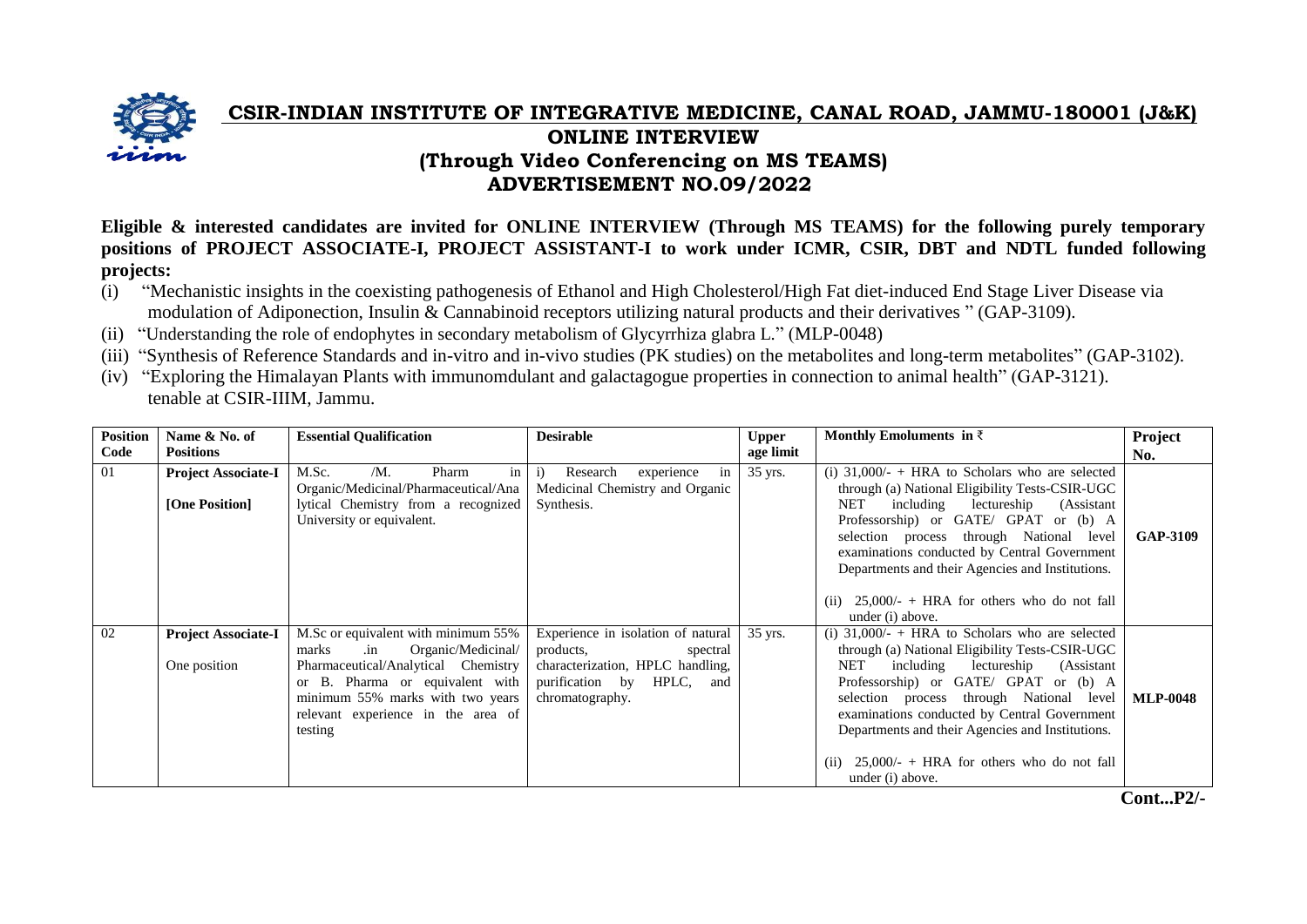# CSIR-INDIAN INSTITUTE OF INTEGRATIVE MEDICINE, CANAL ROAD, JAMMU-180001 (J&K)

## ONLINE INTERVIEW
## (Through Video Conferencing on MS TEAMS)
## ADVERTISEMENT NO.09/2022

**Eligible & interested candidates are invited for ONLINE INTERVIEW (Through MS TEAMS) for the following purely temporary positions of PROJECT ASSOCIATE-I, PROJECT ASSISTANT-I to work under ICMR, CSIR, DBT and NDTL funded following projects:**

(i) "Mechanistic insights in the coexisting pathogenesis of Ethanol and High Cholesterol/High Fat diet-induced End Stage Liver Disease via modulation of Adiponectin, Insulin & Cannabinoid receptors utilizing natural products and their derivatives " (GAP-3109).

(ii) "Understanding the role of endophytes in secondary metabolism of Glycyrrhiza glabra L." (MLP-0048)

(iii) "Synthesis of Reference Standards and in-vitro and in-vivo studies (PK studies) on the metabolites and long-term metabolites" (GAP-3102).

(iv) "Exploring the Himalayan Plants with immunomdulant and galactagogue properties in connection to animal health" (GAP-3121).

tenable at CSIR-IIIM, Jammu.

| Position Code | Name & No. of Positions | Essential Qualification | Desirable | Upper age limit | Monthly Emoluments in ₹ | Project No. |
|---|---|---|---|---|---|---|
| 01 | **Project Associate-I** **[One Position]** | M.Sc. /M. Pharm in Organic/Medicinal/Pharmaceutical/Analytical Chemistry from a recognized University or equivalent. | i) Research experience in Medicinal Chemistry and Organic Synthesis. | 35 yrs. | (i) 31,000/- + HRA to Scholars who are selected through (a) National Eligibility Tests-CSIR-UGC NET including lectureship (Assistant Professorship) or GATE/ GPAT or (b) A selection process through National level examinations conducted by Central Government Departments and their Agencies and Institutions. (ii) 25,000/- + HRA for others who do not fall under (i) above. | **GAP-3109** |
| 02 | **Project Associate-I** One position | M.Sc or equivalent with minimum 55% marks .in Organic/Medicinal/ Pharmaceutical/Analytical Chemistry or B. Pharma or equivalent with minimum 55% marks with two years relevant experience in the area of testing | Experience in isolation of natural products, spectral characterization, HPLC handling, purification by HPLC, and chromatography. | 35 yrs. | (i) 31,000/- + HRA to Scholars who are selected through (a) National Eligibility Tests-CSIR-UGC NET including lectureship (Assistant Professorship) or GATE/ GPAT or (b) A selection process through National level examinations conducted by Central Government Departments and their Agencies and Institutions. (ii) 25,000/- + HRA for others who do not fall under (i) above. | **MLP-0048** |

**Cont...P2/-**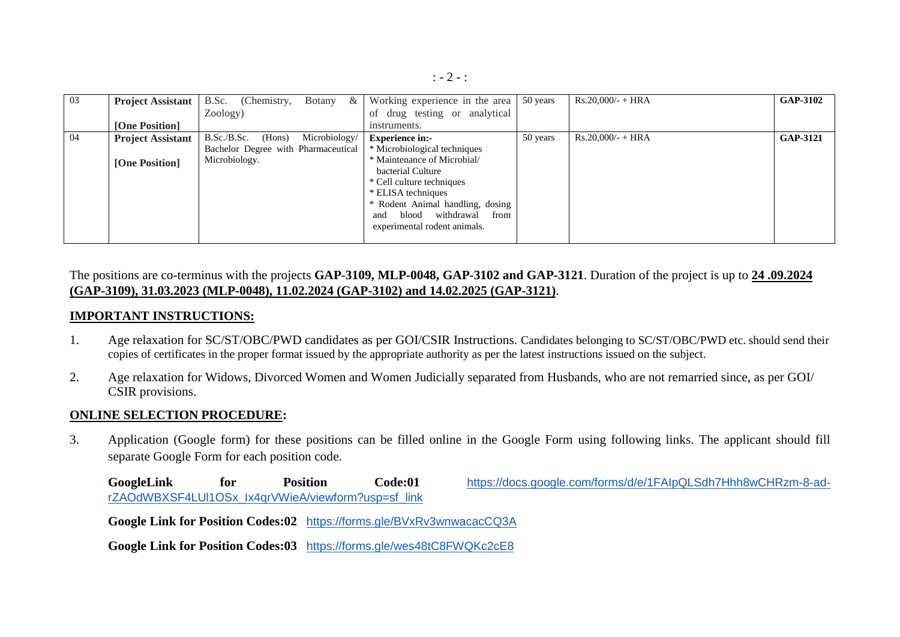| 03 | **Project Assistant** <br><br> **[One Position]** | B.Sc. (Chemistry, Botany & Zoology) | Working experience in the area of drug testing or analytical instruments. | 50 years | Rs.20,000/- + HRA | **GAP-3102** |
|---|---|---|---|---|---|---|
| 04 | **Project Assistant** <br><br> **[One Position]** | B.Sc./B.Sc. (Hons) Microbiology/ Bachelor Degree with Pharmaceutical Microbiology. | **Experience in:-** <br> * Microbiological techniques <br> * Maintenance of Microbial/ bacterial Culture <br> * Cell culture techniques <br> * ELISA techniques <br> * Rodent Animal handling, dosing and blood withdrawal from experimental rodent animals. | 50 years | Rs.20,000/- + HRA | **GAP-3121** |

The positions are co-terminus with the projects **GAP-3109, MLP-0048, GAP-3102 and GAP-3121**. Duration of the project is up to **24 .09.2024 (GAP-3109), 31.03.2023 (MLP-0048), 11.02.2024 (GAP-3102) and 14.02.2025 (GAP-3121)**.

## IMPORTANT INSTRUCTIONS:

1. Age relaxation for SC/ST/OBC/PWD candidates as per GOI/CSIR Instructions. Candidates belonging to SC/ST/OBC/PWD etc. should send their copies of certificates in the proper format issued by the appropriate authority as per the latest instructions issued on the subject.

2. Age relaxation for Widows, Divorced Women and Women Judicially separated from Husbands, who are not remarried since, as per GOI/ CSIR provisions.

## ONLINE SELECTION PROCEDURE:

3. Application (Google form) for these positions can be filled online in the Google Form using following links. The applicant should fill separate Google Form for each position code.

   **GoogleLink for Position Code:01** https://docs.google.com/forms/d/e/1FAIpQLSdh7Hhh8wCHRzm-8-ad-rZAOdWBXSF4LUl1OSx_Ix4qrVWieA/viewform?usp=sf_link

   **Google Link for Position Codes:02** https://forms.gle/BVxRv3wnwacacCQ3A

   **Google Link for Position Codes:03** https://forms.gle/wes48tC8FWQKc2cE8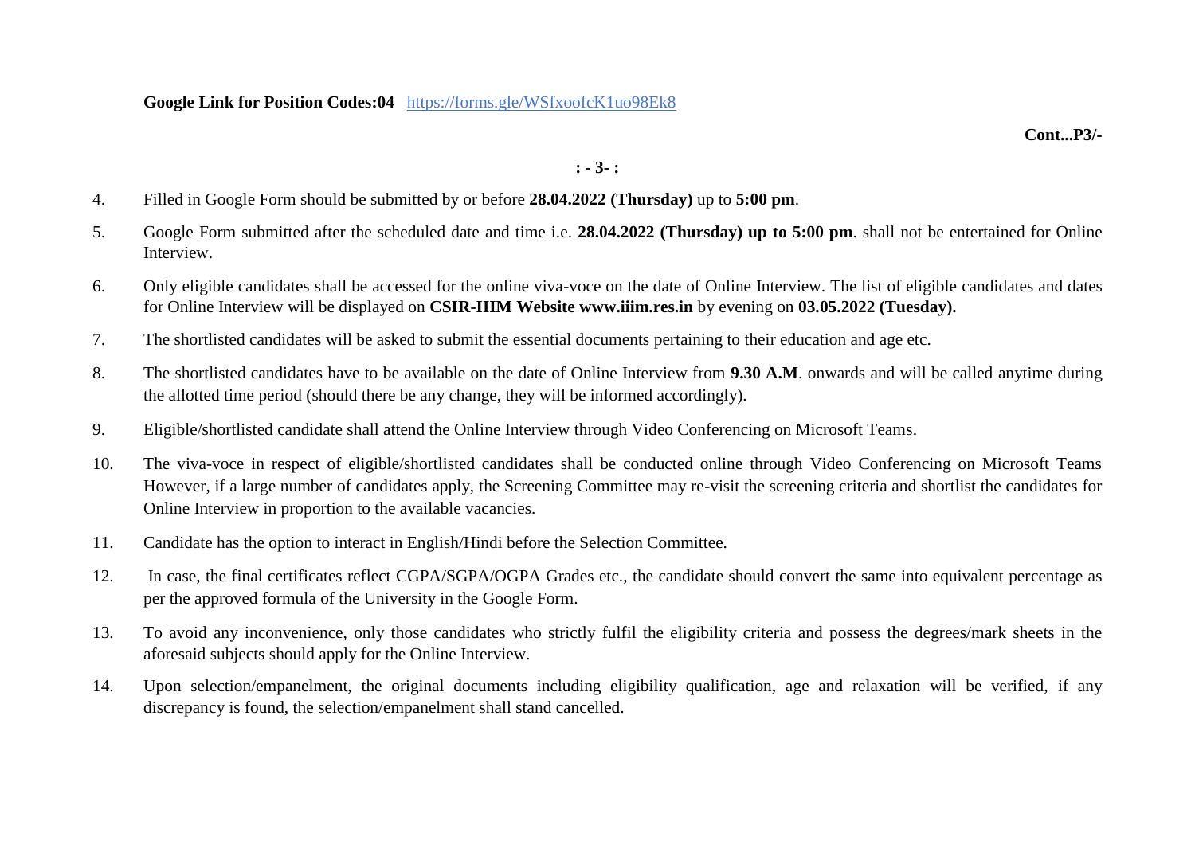**Google Link for Position Codes:04** https://forms.gle/WSfxoofcK1uo98Ek8

**Cont...P3/-**

**: - 3- :**

4. Filled in Google Form should be submitted by or before **28.04.2022 (Thursday)** up to **5:00 pm**.

5. Google Form submitted after the scheduled date and time i.e. **28.04.2022 (Thursday) up to 5:00 pm**. shall not be entertained for Online Interview.

6. Only eligible candidates shall be accessed for the online viva-voce on the date of Online Interview. The list of eligible candidates and dates for Online Interview will be displayed on **CSIR-IIIM Website www.iiim.res.in** by evening on **03.05.2022 (Tuesday).**

7. The shortlisted candidates will be asked to submit the essential documents pertaining to their education and age etc.

8. The shortlisted candidates have to be available on the date of Online Interview from **9.30 A.M**. onwards and will be called anytime during the allotted time period (should there be any change, they will be informed accordingly).

9. Eligible/shortlisted candidate shall attend the Online Interview through Video Conferencing on Microsoft Teams.

10. The viva-voce in respect of eligible/shortlisted candidates shall be conducted online through Video Conferencing on Microsoft Teams However, if a large number of candidates apply, the Screening Committee may re-visit the screening criteria and shortlist the candidates for Online Interview in proportion to the available vacancies.

11. Candidate has the option to interact in English/Hindi before the Selection Committee.

12. In case, the final certificates reflect CGPA/SGPA/OGPA Grades etc., the candidate should convert the same into equivalent percentage as per the approved formula of the University in the Google Form.

13. To avoid any inconvenience, only those candidates who strictly fulfil the eligibility criteria and possess the degrees/mark sheets in the aforesaid subjects should apply for the Online Interview.

14. Upon selection/empanelment, the original documents including eligibility qualification, age and relaxation will be verified, if any discrepancy is found, the selection/empanelment shall stand cancelled.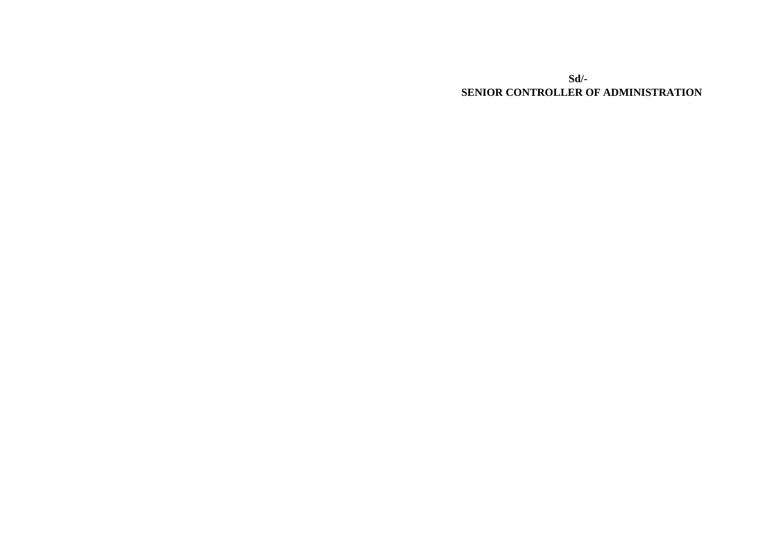**Sd/-**
**SENIOR CONTROLLER OF ADMINISTRATION**